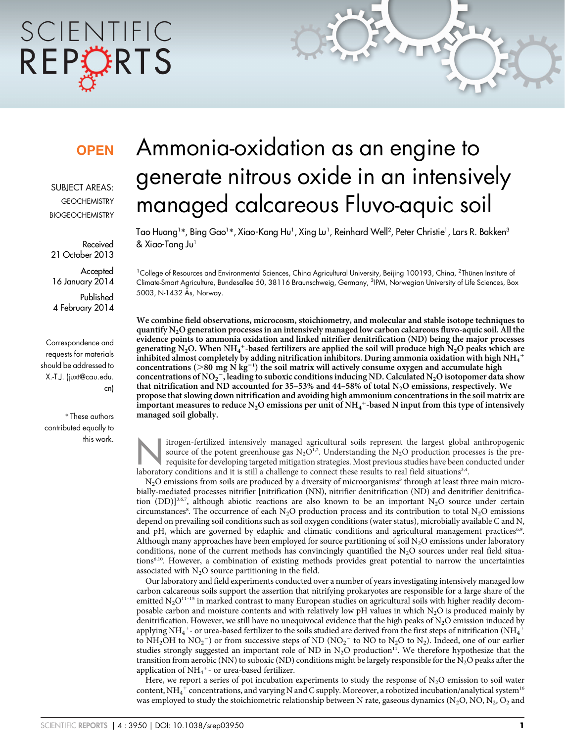OPEN

SUBJECT AREAS:

GEOCHEMISTRY

BIOGEOCHEMISTRY

Received
21 October 2013

Accepted
16 January 2014

Published
4 February 2014

Correspondence and requests for materials should be addressed to X.-T.J. (juxt@cau.edu.cn)

* These authors contributed equally to this work.

# Ammonia-oxidation as an engine to generate nitrous oxide in an intensively managed calcareous Fluvo-aquic soil

Tao Huang[1]*, Bing Gao[1]*, Xiao-Kang Hu[1], Xing Lu[1], Reinhard Well[2], Peter Christie[1], Lars R. Bakken[3] & Xiao-Tang Ju[1]

[1]College of Resources and Environmental Sciences, China Agricultural University, Beijing 100193, China, [2]Thünen Institute of Climate-Smart Agriculture, Bundesallee 50, 38116 Braunschweig, Germany, [3]IPM, Norwegian University of Life Sciences, Box 5003, N-1432 Ås, Norway.

**We combine field observations, microcosm, stoichiometry, and molecular and stable isotope techniques to quantify $N_2O$ generation processes in an intensively managed low carbon calcareous fluvo-aquic soil. All the evidence points to ammonia oxidation and linked nitrifier denitrification (ND) being the major processes generating $N_2O$. When $NH_4^+$-based fertilizers are applied the soil will produce high $N_2O$ peaks which are inhibited almost completely by adding nitrification inhibitors. During ammonia oxidation with high $NH_4^+$ concentrations (>80 mg N $kg^{-1}$) the soil matrix will actively consume oxygen and accumulate high concentrations of $NO_2^-$, leading to suboxic conditions inducing ND. Calculated $N_2O$ isotopomer data show that nitrification and ND accounted for 35–53% and 44–58% of total $N_2O$ emissions, respectively. We propose that slowing down nitrification and avoiding high ammonium concentrations in the soil matrix are important measures to reduce $N_2O$ emissions per unit of $NH_4^+$-based N input from this type of intensively managed soil globally.**

Nitrogen-fertilized intensively managed agricultural soils represent the largest global anthropogenic source of the potent greenhouse gas $N_2O$[1,2]. Understanding the $N_2O$ production processes is the prerequisite for developing targeted mitigation strategies. Most previous studies have been conducted under laboratory conditions and it is still a challenge to connect these results to real field situations[3,4].

$N_2O$ emissions from soils are produced by a diversity of microorganisms[5] through at least three main microbially-mediated processes nitrifier [nitrification (NN), nitrifier denitrification (ND) and denitrifier denitrification (DD)][3,6,7], although abiotic reactions are also known to be an important $N_2O$ source under certain circumstances[8]. The occurrence of each $N_2O$ production process and its contribution to total $N_2O$ emissions depend on prevailing soil conditions such as soil oxygen conditions (water status), microbially available C and N, and pH, which are governed by edaphic and climatic conditions and agricultural management practices[6,9]. Although many approaches have been employed for source partitioning of soil $N_2O$ emissions under laboratory conditions, none of the current methods has convincingly quantified the $N_2O$ sources under real field situations[6,10]. However, a combination of existing methods provides great potential to narrow the uncertainties associated with $N_2O$ source partitioning in the field.

Our laboratory and field experiments conducted over a number of years investigating intensively managed low carbon calcareous soils support the assertion that nitrifying prokaryotes are responsible for a large share of the emitted $N_2O$[11–15] in marked contrast to many European studies on agricultural soils with higher readily decomposable carbon and moisture contents and with relatively low pH values in which $N_2O$ is produced mainly by denitrification. However, we still have no unequivocal evidence that the high peaks of $N_2O$ emission induced by applying $NH_4^+$- or urea-based fertilizer to the soils studied are derived from the first steps of nitrification ($NH_4^+$ to $NH_2OH$ to $NO_2^-$) or from successive steps of ND ($NO_2^-$ to NO to $N_2O$ to $N_2$). Indeed, one of our earlier studies strongly suggested an important role of ND in $N_2O$ production[11]. We therefore hypothesize that the transition from aerobic (NN) to suboxic (ND) conditions might be largely responsible for the $N_2O$ peaks after the application of $NH_4^+$- or urea-based fertilizer.

Here, we report a series of pot incubation experiments to study the response of $N_2O$ emission to soil water content, $NH_4^+$ concentrations, and varying N and C supply. Moreover, a robotized incubation/analytical system[16] was employed to study the stoichiometric relationship between N rate, gaseous dynamics ($N_2O$, NO, $N_2$, $O_2$ and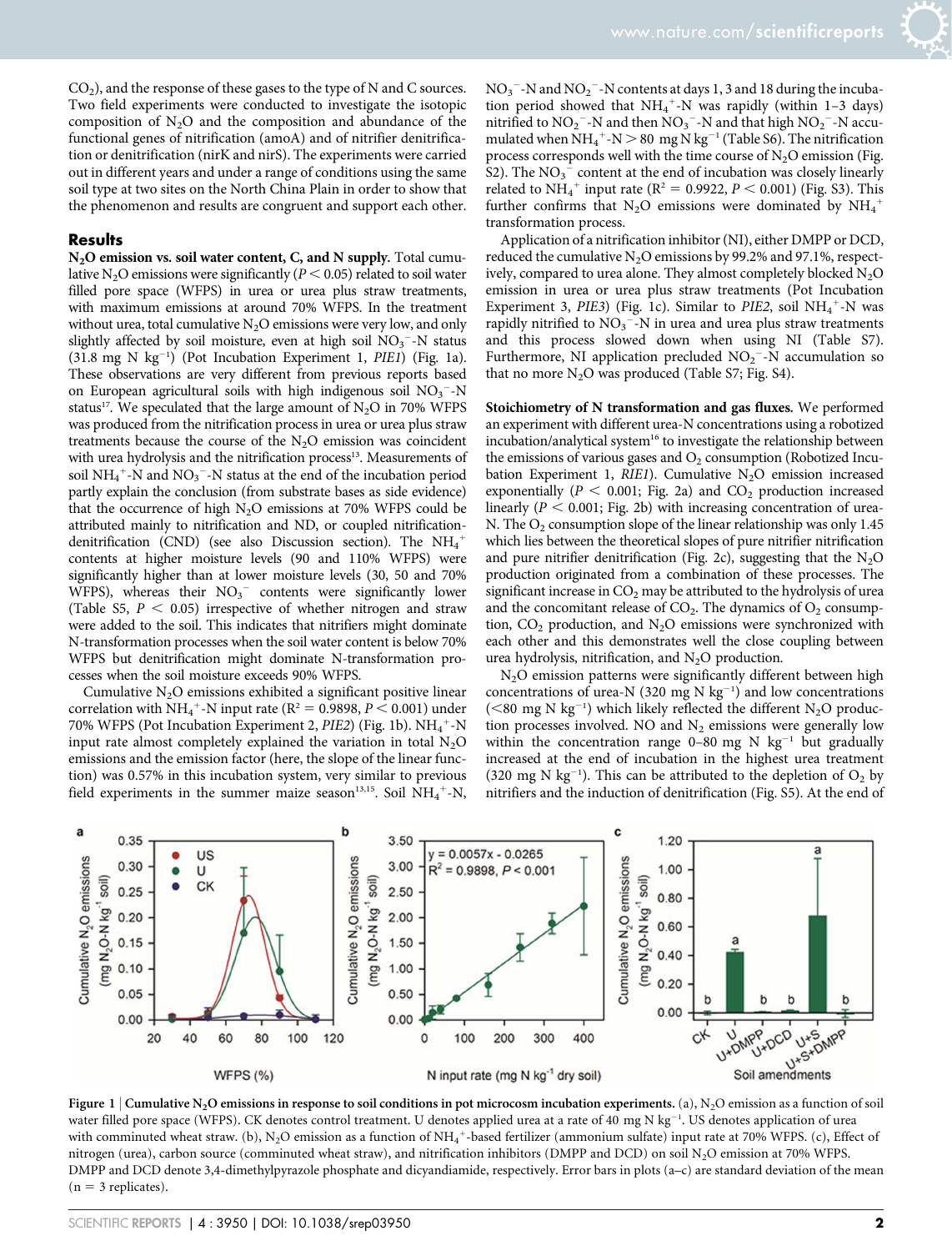$CO_2$), and the response of these gases to the type of N and C sources. Two field experiments were conducted to investigate the isotopic composition of $N_2O$ and the composition and abundance of the functional genes of nitrification (amoA) and of nitrifier denitrification or denitrification (nirK and nirS). The experiments were carried out in different years and under a range of conditions using the same soil type at two sites on the North China Plain in order to show that the phenomenon and results are congruent and support each other.

## Results

**$N_2O$ emission vs. soil water content, C, and N supply.** Total cumulative $N_2O$ emissions were significantly ($P < 0.05$) related to soil water filled pore space (WFPS) in urea or urea plus straw treatments, with maximum emissions at around 70% WFPS. In the treatment without urea, total cumulative $N_2O$ emissions were very low, and only slightly affected by soil moisture, even at high soil $NO_3^-$-N status (31.8 mg N $kg^{-1}$) (Pot Incubation Experiment 1, *PIE1*) (Fig. 1a). These observations are very different from previous reports based on European agricultural soils with high indigenous soil $NO_3^-$-N status[17]. We speculated that the large amount of $N_2O$ in 70% WFPS was produced from the nitrification process in urea or urea plus straw treatments because the course of the $N_2O$ emission was coincident with urea hydrolysis and the nitrification process[13]. Measurements of soil $NH_4^+$-N and $NO_3^-$-N status at the end of the incubation period partly explain the conclusion (from substrate bases as side evidence) that the occurrence of high $N_2O$ emissions at 70% WFPS could be attributed mainly to nitrification and ND, or coupled nitrification-denitrification (CND) (see also Discussion section). The $NH_4^+$ contents at higher moisture levels (90 and 110% WFPS) were significantly higher than at lower moisture levels (30, 50 and 70% WFPS), whereas their $NO_3^-$ contents were significantly lower (Table S5, $P < 0.05$) irrespective of whether nitrogen and straw were added to the soil. This indicates that nitrifiers might dominate N-transformation processes when the soil water content is below 70% WFPS but denitrification might dominate N-transformation processes when the soil moisture exceeds 90% WFPS.

Cumulative $N_2O$ emissions exhibited a significant positive linear correlation with $NH_4^+$-N input rate ($R^2 = 0.9898$, $P < 0.001$) under 70% WFPS (Pot Incubation Experiment 2, *PIE2*) (Fig. 1b). $NH_4^+$-N input rate almost completely explained the variation in total $N_2O$ emissions and the emission factor (here, the slope of the linear function) was 0.57% in this incubation system, very similar to previous field experiments in the summer maize season[13,15]. Soil $NH_4^+$-N, $NO_3^-$-N and $NO_2^-$-N contents at days 1, 3 and 18 during the incubation period showed that $NH_4^+$-N was rapidly (within 1–3 days) nitrified to $NO_2^-$-N and then $NO_3^-$-N and that high $NO_2^-$-N accumulated when $NH_4^+$-N > 80 mg N $kg^{-1}$ (Table S6). The nitrification process corresponds well with the time course of $N_2O$ emission (Fig. S2). The $NO_3^-$ content at the end of incubation was closely linearly related to $NH_4^+$ input rate ($R^2 = 0.9922$, $P < 0.001$) (Fig. S3). This further confirms that $N_2O$ emissions were dominated by $NH_4^+$ transformation process.

Application of a nitrification inhibitor (NI), either DMPP or DCD, reduced the cumulative $N_2O$ emissions by 99.2% and 97.1%, respectively, compared to urea alone. They almost completely blocked $N_2O$ emission in urea or urea plus straw treatments (Pot Incubation Experiment 3, *PIE3*) (Fig. 1c). Similar to *PIE2*, soil $NH_4^+$-N was rapidly nitrified to $NO_3^-$-N in urea and urea plus straw treatments and this process slowed down when using NI (Table S7). Furthermore, NI application precluded $NO_2^-$-N accumulation so that no more $N_2O$ was produced (Table S7; Fig. S4).

**Stoichiometry of N transformation and gas fluxes.** We performed an experiment with different urea-N concentrations using a robotized incubation/analytical system[16] to investigate the relationship between the emissions of various gases and $O_2$ consumption (Robotized Incubation Experiment 1, *RIE1*). Cumulative $N_2O$ emission increased exponentially ($P < 0.001$; Fig. 2a) and $CO_2$ production increased linearly ($P < 0.001$; Fig. 2b) with increasing concentration of urea-N. The $O_2$ consumption slope of the linear relationship was only 1.45 which lies between the theoretical slopes of pure nitrifier nitrification and pure nitrifier denitrification (Fig. 2c), suggesting that the $N_2O$ production originated from a combination of these processes. The significant increase in $CO_2$ may be attributed to the hydrolysis of urea and the concomitant release of $CO_2$. The dynamics of $O_2$ consumption, $CO_2$ production, and $N_2O$ emissions were synchronized with each other and this demonstrates well the close coupling between urea hydrolysis, nitrification, and $N_2O$ production.

$N_2O$ emission patterns were significantly different between high concentrations of urea-N (320 mg N $kg^{-1}$) and low concentrations (<80 mg N $kg^{-1}$) which likely reflected the different $N_2O$ production processes involved. NO and $N_2$ emissions were generally low within the concentration range 0–80 mg N $kg^{-1}$ but gradually increased at the end of incubation in the highest urea treatment (320 mg N $kg^{-1}$). This can be attributed to the depletion of $O_2$ by nitrifiers and the induction of denitrification (Fig. S5). At the end of

**Figure 1 | Cumulative $N_2O$ emissions in response to soil conditions in pot microcosm incubation experiments.** (a), $N_2O$ emission as a function of soil water filled pore space (WFPS). CK denotes control treatment. U denotes applied urea at a rate of 40 mg N $kg^{-1}$. US denotes application of urea with comminuted wheat straw. (b), $N_2O$ emission as a function of $NH_4^+$-based fertilizer (ammonium sulfate) input rate at 70% WFPS. (c), Effect of nitrogen (urea), carbon source (comminuted wheat straw), and nitrification inhibitors (DMPP and DCD) on soil $N_2O$ emission at 70% WFPS. DMPP and DCD denote 3,4-dimethylpyrazole phosphate and dicyandiamide, respectively. Error bars in plots (a–c) are standard deviation of the mean (n = 3 replicates).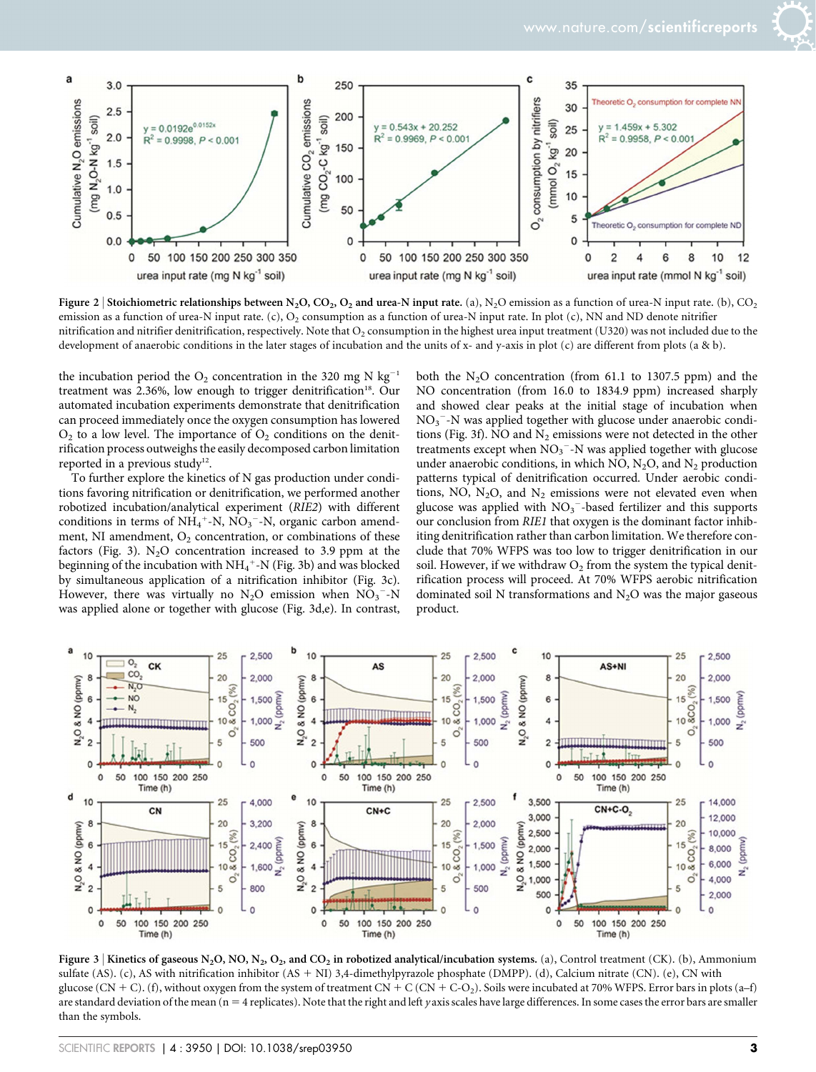**Figure 2 | Stoichiometric relationships between $N_2O$, $CO_2$, $O_2$ and urea-N input rate.** (a), $N_2O$ emission as a function of urea-N input rate. (b), $CO_2$ emission as a function of urea-N input rate. (c), $O_2$ consumption as a function of urea-N input rate. In plot (c), NN and ND denote nitrifier nitrification and nitrifier denitrification, respectively. Note that $O_2$ consumption in the highest urea input treatment (U320) was not included due to the development of anaerobic conditions in the later stages of incubation and the units of x- and y-axis in plot (c) are different from plots (a & b).

the incubation period the $O_2$ concentration in the 320 mg N $kg^{-1}$ treatment was 2.36%, low enough to trigger denitrification[18]. Our automated incubation experiments demonstrate that denitrification can proceed immediately once the oxygen consumption has lowered $O_2$ to a low level. The importance of $O_2$ conditions on the denitrification process outweighs the easily decomposed carbon limitation reported in a previous study[12].

To further explore the kinetics of N gas production under conditions favoring nitrification or denitrification, we performed another robotized incubation/analytical experiment (*RIE2*) with different conditions in terms of $NH_4^+$-N, $NO_3^-$-N, organic carbon amendment, NI amendment, $O_2$ concentration, or combinations of these factors (Fig. 3). $N_2O$ concentration increased to 3.9 ppm at the beginning of the incubation with $NH_4^+$-N (Fig. 3b) and was blocked by simultaneous application of a nitrification inhibitor (Fig. 3c). However, there was virtually no $N_2O$ emission when $NO_3^-$-N was applied alone or together with glucose (Fig. 3d,e). In contrast, both the $N_2O$ concentration (from 61.1 to 1307.5 ppm) and the NO concentration (from 16.0 to 1834.9 ppm) increased sharply and showed clear peaks at the initial stage of incubation when $NO_3^-$-N was applied together with glucose under anaerobic conditions (Fig. 3f). NO and $N_2$ emissions were not detected in the other treatments except when $NO_3^-$-N was applied together with glucose under anaerobic conditions, in which NO, $N_2O$, and $N_2$ production patterns typical of denitrification occurred. Under aerobic conditions, NO, $N_2O$, and $N_2$ emissions were not elevated even when glucose was applied with $NO_3^-$-based fertilizer and this supports our conclusion from *RIE1* that oxygen is the dominant factor inhibiting denitrification rather than carbon limitation. We therefore conclude that 70% WFPS was too low to trigger denitrification in our soil. However, if we withdraw $O_2$ from the system the typical denitrification process will proceed. At 70% WFPS aerobic nitrification dominated soil N transformations and $N_2O$ was the major gaseous product.

**Figure 3 | Kinetics of gaseous $N_2O$, NO, $N_2$, $O_2$, and $CO_2$ in robotized analytical/incubation systems.** (a), Control treatment (CK). (b), Ammonium sulfate (AS). (c), AS with nitrification inhibitor (AS + NI) 3,4-dimethylpyrazole phosphate (DMPP). (d), Calcium nitrate (CN). (e), CN with glucose (CN + C). (f), without oxygen from the system of treatment CN + C (CN + C-$O_2$). Soils were incubated at 70% WFPS. Error bars in plots (a–f) are standard deviation of the mean (n = 4 replicates). Note that the right and left *y* axis scales have large differences. In some cases the error bars are smaller than the symbols.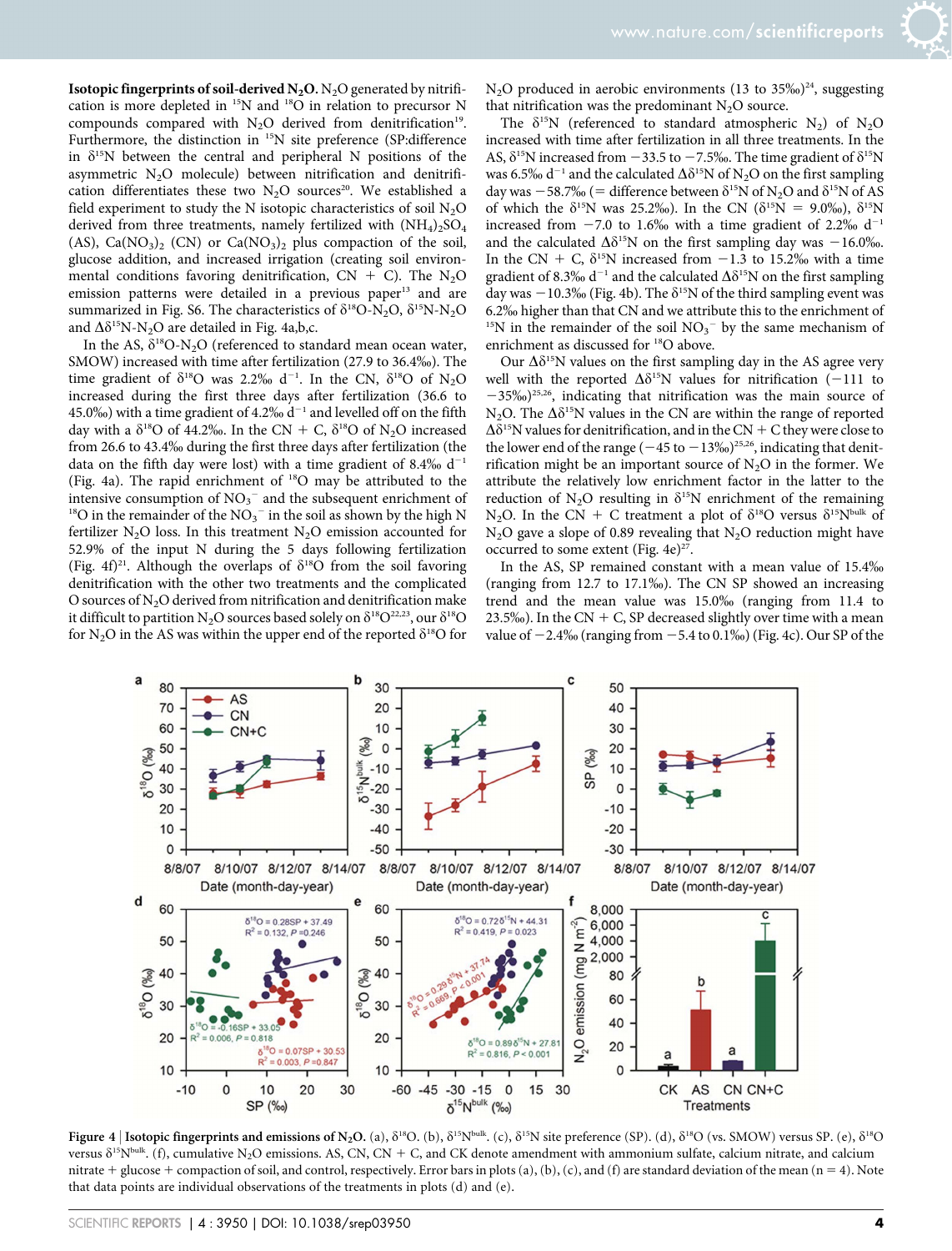**Isotopic fingerprints of soil-derived $N_2O$.** $N_2O$ generated by nitrification is more depleted in $^{15}N$ and $^{18}O$ in relation to precursor N compounds compared with $N_2O$ derived from denitrification[19]. Furthermore, the distinction in $^{15}N$ site preference (SP:difference in $\delta^{15}N$ between the central and peripheral N positions of the asymmetric $N_2O$ molecule) between nitrification and denitrification differentiates these two $N_2O$ sources[20]. We established a field experiment to study the N isotopic characteristics of soil $N_2O$ derived from three treatments, namely fertilized with $(NH_4)_2SO_4$ (AS), $Ca(NO_3)_2$ (CN) or $Ca(NO_3)_2$ plus compaction of the soil, glucose addition, and increased irrigation (creating soil environmental conditions favoring denitrification, CN + C). The $N_2O$ emission patterns were detailed in a previous paper[13] and are summarized in Fig. S6. The characteristics of $\delta^{18}O$-$N_2O$, $\delta^{15}N$-$N_2O$ and $\Delta\delta^{15}N$-$N_2O$ are detailed in Fig. 4a,b,c.

In the AS, $\delta^{18}O$-$N_2O$ (referenced to standard mean ocean water, SMOW) increased with time after fertilization (27.9 to 36.4‰). The time gradient of $\delta^{18}O$ was 2.2‰ $d^{-1}$. In the CN, $\delta^{18}O$ of $N_2O$ increased during the first three days after fertilization (36.6 to 45.0‰) with a time gradient of 4.2‰ $d^{-1}$ and levelled off on the fifth day with a $\delta^{18}O$ of 44.2‰. In the CN + C, $\delta^{18}O$ of $N_2O$ increased from 26.6 to 43.4‰ during the first three days after fertilization (the data on the fifth day were lost) with a time gradient of 8.4‰ $d^{-1}$ (Fig. 4a). The rapid enrichment of $^{18}O$ may be attributed to the intensive consumption of $NO_3^-$ and the subsequent enrichment of $^{18}O$ in the remainder of the $NO_3^-$ in the soil as shown by the high N fertilizer $N_2O$ loss. In this treatment $N_2O$ emission accounted for 52.9% of the input N during the 5 days following fertilization (Fig. 4f)[21]. Although the overlaps of $\delta^{18}O$ from the soil favoring denitrification with the other two treatments and the complicated O sources of $N_2O$ derived from nitrification and denitrification make it difficult to partition $N_2O$ sources based solely on $\delta^{18}O$[22,23], our $\delta^{18}O$ for $N_2O$ in the AS was within the upper end of the reported $\delta^{18}O$ for $N_2O$ produced in aerobic environments (13 to 35‰)[24], suggesting that nitrification was the predominant $N_2O$ source.

The $\delta^{15}N$ (referenced to standard atmospheric $N_2$) of $N_2O$ increased with time after fertilization in all three treatments. In the AS, $\delta^{15}N$ increased from −33.5 to −7.5‰. The time gradient of $\delta^{15}N$ was 6.5‰ $d^{-1}$ and the calculated $\Delta\delta^{15}N$ of $N_2O$ on the first sampling day was −58.7‰ (= difference between $\delta^{15}N$ of $N_2O$ and $\delta^{15}N$ of AS of which the $\delta^{15}N$ was 25.2‰). In the CN ($\delta^{15}N$ = 9.0‰), $\delta^{15}N$ increased from −7.0 to 1.6‰ with a time gradient of 2.2‰ $d^{-1}$ and the calculated $\Delta\delta^{15}N$ on the first sampling day was −16.0‰. In the CN + C, $\delta^{15}N$ increased from −1.3 to 15.2‰ with a time gradient of 8.3‰ $d^{-1}$ and the calculated $\Delta\delta^{15}N$ on the first sampling day was −10.3‰ (Fig. 4b). The $\delta^{15}N$ of the third sampling event was 6.2‰ higher than that CN and we attribute this to the enrichment of $^{15}N$ in the remainder of the soil $NO_3^-$ by the same mechanism of enrichment as discussed for $^{18}O$ above.

Our $\Delta\delta^{15}N$ values on the first sampling day in the AS agree very well with the reported $\Delta\delta^{15}N$ values for nitrification (−111 to −35‰)[25,26], indicating that nitrification was the main source of $N_2O$. The $\Delta\delta^{15}N$ values in the CN are within the range of reported $\Delta\delta^{15}N$ values for denitrification, and in the CN + C they were close to the lower end of the range (−45 to −13‰)[25,26], indicating that denitrification might be an important source of $N_2O$ in the former. We attribute the relatively low enrichment factor in the latter to the reduction of $N_2O$ resulting in $\delta^{15}N$ enrichment of the remaining $N_2O$. In the CN + C treatment a plot of $\delta^{18}O$ versus $\delta^{15}N^{bulk}$ of $N_2O$ gave a slope of 0.89 revealing that $N_2O$ reduction might have occurred to some extent (Fig. 4e)[27].

In the AS, SP remained constant with a mean value of 15.4‰ (ranging from 12.7 to 17.1‰). The CN SP showed an increasing trend and the mean value was 15.0‰ (ranging from 11.4 to 23.5‰). In the CN + C, SP decreased slightly over time with a mean value of −2.4‰ (ranging from −5.4 to 0.1‰) (Fig. 4c). Our SP of the

**Figure 4 | Isotopic fingerprints and emissions of $N_2O$.** (a), $\delta^{18}O$. (b), $\delta^{15}N^{bulk}$. (c), $\delta^{15}N$ site preference (SP). (d), $\delta^{18}O$ (vs. SMOW) versus SP. (e), $\delta^{18}O$ versus $\delta^{15}N^{bulk}$. (f), cumulative $N_2O$ emissions. AS, CN, CN + C, and CK denote amendment with ammonium sulfate, calcium nitrate, and calcium nitrate + glucose + compaction of soil, and control, respectively. Error bars in plots (a), (b), (c), and (f) are standard deviation of the mean (n = 4). Note that data points are individual observations of the treatments in plots (d) and (e).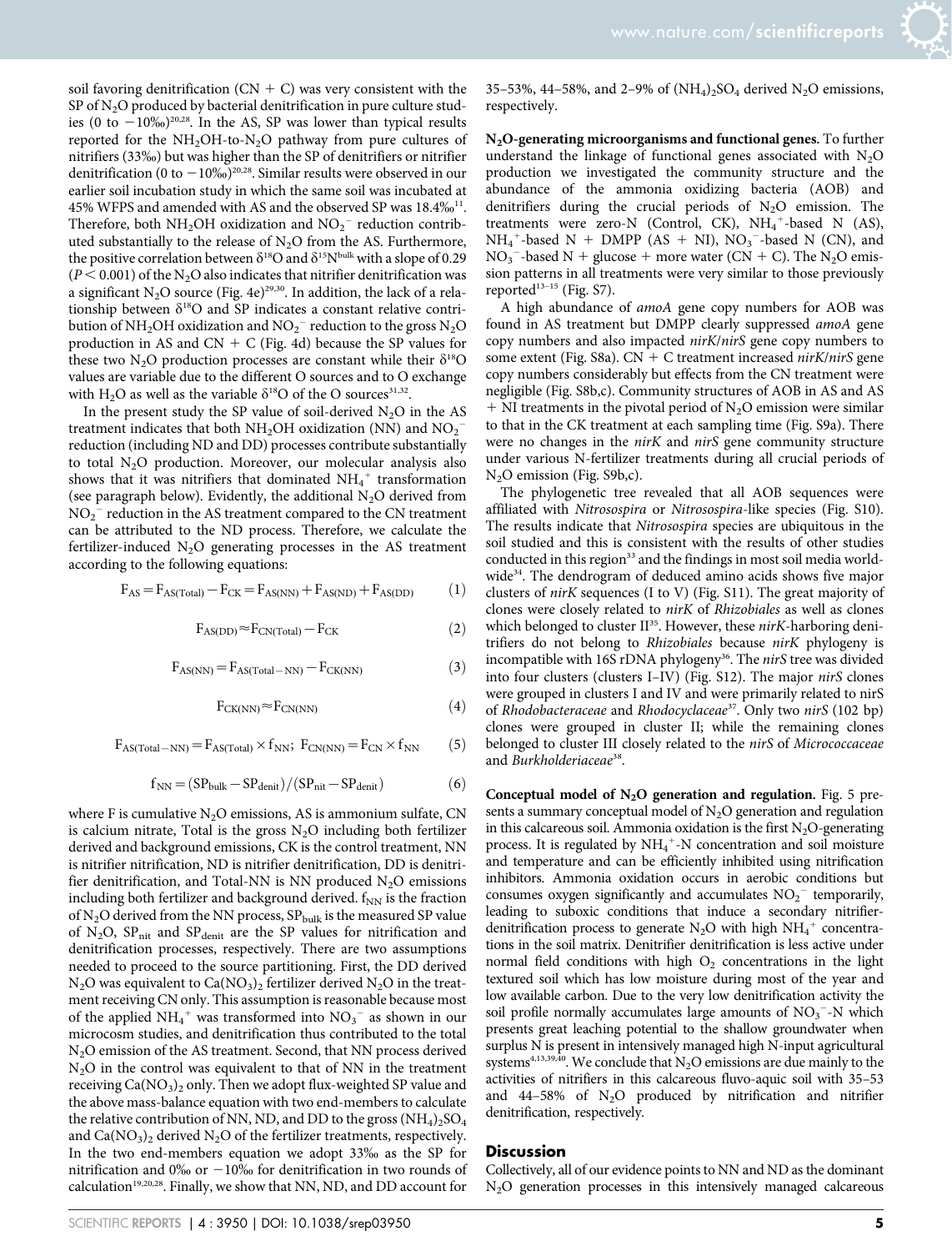soil favoring denitrification (CN + C) was very consistent with the SP of $N_2O$ produced by bacterial denitrification in pure culture studies (0 to −10‰)[20,28]. In the AS, SP was lower than typical results reported for the $NH_2OH$-to-$N_2O$ pathway from pure cultures of nitrifiers (33‰) but was higher than the SP of denitrifiers or nitrifier denitrification (0 to −10‰)[20,28]. Similar results were observed in our earlier soil incubation study in which the same soil was incubated at 45% WFPS and amended with AS and the observed SP was 18.4‰[11]. Therefore, both $NH_2OH$ oxidization and $NO_2^-$ reduction contributed substantially to the release of $N_2O$ from the AS. Furthermore, the positive correlation between $\delta^{18}O$ and $\delta^{15}N^{bulk}$ with a slope of 0.29 ($P < 0.001$) of the $N_2O$ also indicates that nitrifier denitrification was a significant $N_2O$ source (Fig. 4e)[29,30]. In addition, the lack of a relationship between $\delta^{18}O$ and SP indicates a constant relative contribution of $NH_2OH$ oxidization and $NO_2^-$ reduction to the gross $N_2O$ production in AS and CN + C (Fig. 4d) because the SP values for these two $N_2O$ production processes are constant while their $\delta^{18}O$ values are variable due to the different O sources and to O exchange with $H_2O$ as well as the variable $\delta^{18}O$ of the O sources[31,32].

In the present study the SP value of soil-derived $N_2O$ in the AS treatment indicates that both $NH_2OH$ oxidization (NN) and $NO_2^-$ reduction (including ND and DD) processes contribute substantially to total $N_2O$ production. Moreover, our molecular analysis also shows that it was nitrifiers that dominated $NH_4^+$ transformation (see paragraph below). Evidently, the additional $N_2O$ derived from $NO_2^-$ reduction in the AS treatment compared to the CN treatment can be attributed to the ND process. Therefore, we calculate the fertilizer-induced $N_2O$ generating processes in the AS treatment according to the following equations:

$$F_{AS} = F_{AS(Total)} - F_{CK} = F_{AS(NN)} + F_{AS(ND)} + F_{AS(DD)} \quad (1)$$

$$F_{AS(DD)} \approx F_{CN(Total)} - F_{CK} \quad (2)$$

$$F_{AS(NN)} = F_{AS(Total-NN)} - F_{CK(NN)} \quad (3)$$

$$F_{CK(NN)} \approx F_{CN(NN)} \quad (4)$$

$$F_{AS(Total-NN)} = F_{AS(Total)} \times f_{NN};\ F_{CN(NN)} = F_{CN} \times f_{NN} \quad (5)$$

$$f_{NN} = (SP_{bulk} - SP_{denit})/(SP_{nit} - SP_{denit}) \quad (6)$$

where F is cumulative $N_2O$ emissions, AS is ammonium sulfate, CN is calcium nitrate, Total is the gross $N_2O$ including both fertilizer derived and background emissions, CK is the control treatment, NN is nitrifier nitrification, ND is nitrifier denitrification, DD is denitrifier denitrification, and Total-NN is NN produced $N_2O$ emissions including both fertilizer and background derived. $f_{NN}$ is the fraction of $N_2O$ derived from the NN process, $SP_{bulk}$ is the measured SP value of $N_2O$, $SP_{nit}$ and $SP_{denit}$ are the SP values for nitrification and denitrification processes, respectively. There are two assumptions needed to proceed to the source partitioning. First, the DD derived $N_2O$ was equivalent to $Ca(NO_3)_2$ fertilizer derived $N_2O$ in the treatment receiving CN only. This assumption is reasonable because most of the applied $NH_4^+$ was transformed into $NO_3^-$ as shown in our microcosm studies, and denitrification thus contributed to the total $N_2O$ emission of the AS treatment. Second, that NN process derived $N_2O$ in the control was equivalent to that of NN in the treatment receiving $Ca(NO_3)_2$ only. Then we adopt flux-weighted SP value and the above mass-balance equation with two end-members to calculate the relative contribution of NN, ND, and DD to the gross $(NH_4)_2SO_4$ and $Ca(NO_3)_2$ derived $N_2O$ of the fertilizer treatments, respectively. In the two end-members equation we adopt 33‰ as the SP for nitrification and 0‰ or −10‰ for denitrification in two rounds of calculation[19,20,28]. Finally, we show that NN, ND, and DD account for 35–53%, 44–58%, and 2–9% of $(NH_4)_2SO_4$ derived $N_2O$ emissions, respectively.

**$N_2O$-generating microorganisms and functional genes.** To further understand the linkage of functional genes associated with $N_2O$ production we investigated the community structure and the abundance of the ammonia oxidizing bacteria (AOB) and denitrifiers during the crucial periods of $N_2O$ emission. The treatments were zero-N (Control, CK), $NH_4^+$-based N (AS), $NH_4^+$-based N + DMPP (AS + NI), $NO_3^-$-based N (CN), and $NO_3^-$-based N + glucose + more water (CN + C). The $N_2O$ emission patterns in all treatments were very similar to those previously reported[13–15] (Fig. S7).

A high abundance of *amoA* gene copy numbers for AOB was found in AS treatment but DMPP clearly suppressed *amoA* gene copy numbers and also impacted *nirK*/*nirS* gene copy numbers to some extent (Fig. S8a). CN + C treatment increased *nirK*/*nirS* gene copy numbers considerably but effects from the CN treatment were negligible (Fig. S8b,c). Community structures of AOB in AS and AS + NI treatments in the pivotal period of $N_2O$ emission were similar to that in the CK treatment at each sampling time (Fig. S9a). There were no changes in the *nirK* and *nirS* gene community structure under various N-fertilizer treatments during all crucial periods of $N_2O$ emission (Fig. S9b,c).

The phylogenetic tree revealed that all AOB sequences were affiliated with *Nitrosospira* or *Nitrosospira*-like species (Fig. S10). The results indicate that *Nitrosospira* species are ubiquitous in the soil studied and this is consistent with the results of other studies conducted in this region[33] and the findings in most soil media worldwide[34]. The dendrogram of deduced amino acids shows five major clusters of *nirK* sequences (I to V) (Fig. S11). The great majority of clones were closely related to *nirK* of *Rhizobiales* as well as clones which belonged to cluster II[35]. However, these *nirK*-harboring denitrifiers do not belong to *Rhizobiales* because *nirK* phylogeny is incompatible with 16S rDNA phylogeny[36]. The *nirS* tree was divided into four clusters (clusters I–IV) (Fig. S12). The major *nirS* clones were grouped in clusters I and IV and were primarily related to nirS of *Rhodobacteraceae* and *Rhodocyclaceae*[37]. Only two *nirS* (102 bp) clones were grouped in cluster II; while the remaining clones belonged to cluster III closely related to the *nirS* of *Micrococcaceae* and *Burkholderiaceae*[38].

**Conceptual model of $N_2O$ generation and regulation.** Fig. 5 presents a summary conceptual model of $N_2O$ generation and regulation in this calcareous soil. Ammonia oxidation is the first $N_2O$-generating process. It is regulated by $NH_4^+$-N concentration and soil moisture and temperature and can be efficiently inhibited using nitrification inhibitors. Ammonia oxidation occurs in aerobic conditions but consumes oxygen significantly and accumulates $NO_2^-$ temporarily, leading to suboxic conditions that induce a secondary nitrifier-denitrification process to generate $N_2O$ with high $NH_4^+$ concentrations in the soil matrix. Denitrifier denitrification is less active under normal field conditions with high $O_2$ concentrations in the light textured soil which has low moisture during most of the year and low available carbon. Due to the very low denitrification activity the soil profile normally accumulates large amounts of $NO_3^-$-N which presents great leaching potential to the shallow groundwater when surplus N is present in intensively managed high N-input agricultural systems[4,13,39,40]. We conclude that $N_2O$ emissions are due mainly to the activities of nitrifiers in this calcareous fluvo-aquic soil with 35–53 and 44–58% of $N_2O$ produced by nitrification and nitrifier denitrification, respectively.

## Discussion

Collectively, all of our evidence points to NN and ND as the dominant $N_2O$ generation processes in this intensively managed calcareous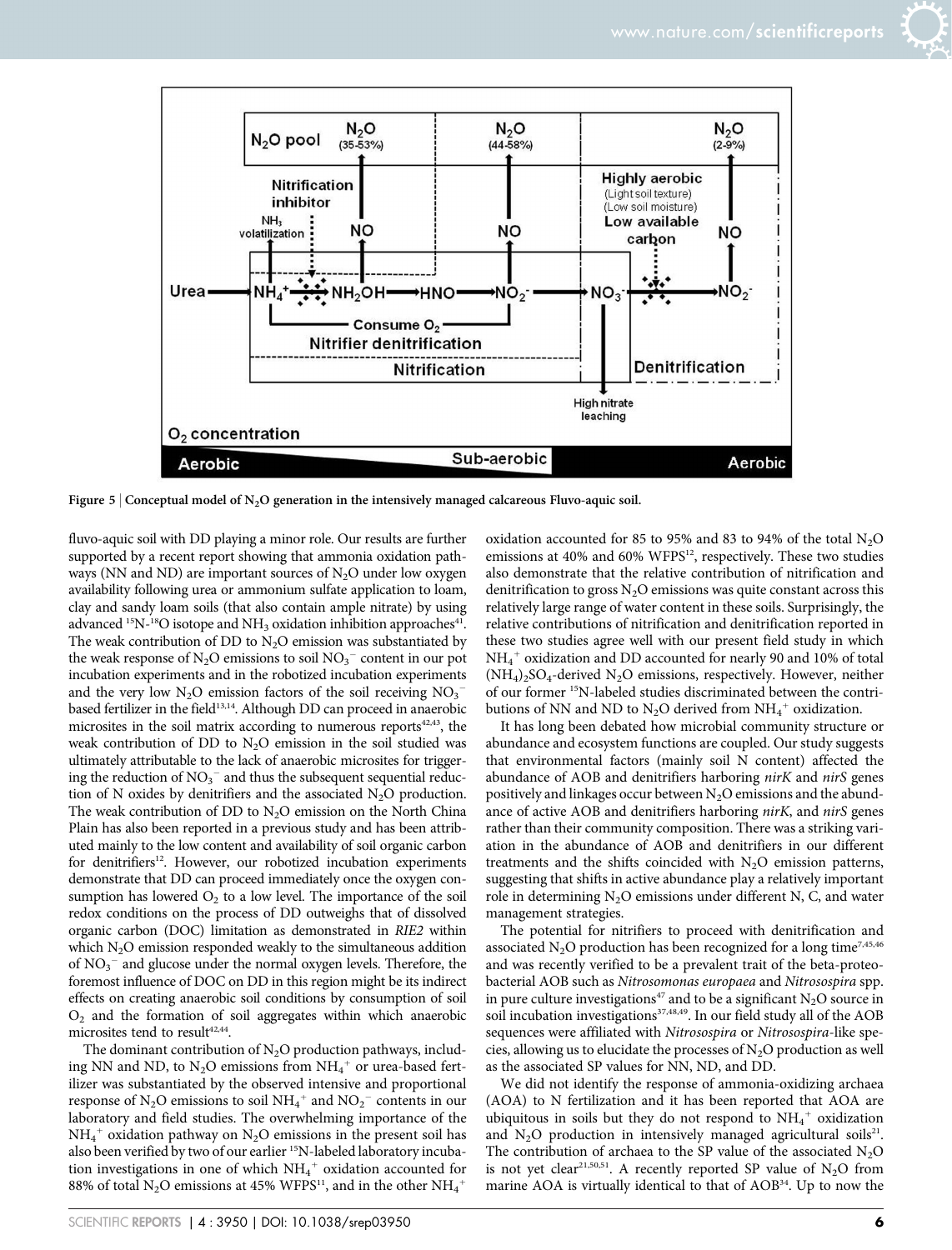**Figure 5 | Conceptual model of $N_2O$ generation in the intensively managed calcareous Fluvo-aquic soil.**

fluvo-aquic soil with DD playing a minor role. Our results are further supported by a recent report showing that ammonia oxidation pathways (NN and ND) are important sources of $N_2O$ under low oxygen availability following urea or ammonium sulfate application to loam, clay and sandy loam soils (that also contain ample nitrate) by using advanced $^{15}N$-$^{18}O$ isotope and $NH_3$ oxidation inhibition approaches[41]. The weak contribution of DD to $N_2O$ emission was substantiated by the weak response of $N_2O$ emissions to soil $NO_3^-$ content in our pot incubation experiments and in the robotized incubation experiments and the very low $N_2O$ emission factors of the soil receiving $NO_3^-$ based fertilizer in the field[13,14]. Although DD can proceed in anaerobic microsites in the soil matrix according to numerous reports[42,43], the weak contribution of DD to $N_2O$ emission in the soil studied was ultimately attributable to the lack of anaerobic microsites for triggering the reduction of $NO_3^-$ and thus the subsequent sequential reduction of N oxides by denitrifiers and the associated $N_2O$ production. The weak contribution of DD to $N_2O$ emission on the North China Plain has also been reported in a previous study and has been attributed mainly to the low content and availability of soil organic carbon for denitrifiers[12]. However, our robotized incubation experiments demonstrate that DD can proceed immediately once the oxygen consumption has lowered $O_2$ to a low level. The importance of the soil redox conditions on the process of DD outweighs that of dissolved organic carbon (DOC) limitation as demonstrated in *RIE2* within which $N_2O$ emission responded weakly to the simultaneous addition of $NO_3^-$ and glucose under the normal oxygen levels. Therefore, the foremost influence of DOC on DD in this region might be its indirect effects on creating anaerobic soil conditions by consumption of soil $O_2$ and the formation of soil aggregates within which anaerobic microsites tend to result[42,44].

The dominant contribution of $N_2O$ production pathways, including NN and ND, to $N_2O$ emissions from $NH_4^+$ or urea-based fertilizer was substantiated by the observed intensive and proportional response of $N_2O$ emissions to soil $NH_4^+$ and $NO_2^-$ contents in our laboratory and field studies. The overwhelming importance of the $NH_4^+$ oxidation pathway on $N_2O$ emissions in the present soil has also been verified by two of our earlier $^{15}N$-labeled laboratory incubation investigations in one of which $NH_4^+$ oxidation accounted for 88% of total $N_2O$ emissions at 45% WFPS[11], and in the other $NH_4^+$ oxidation accounted for 85 to 95% and 83 to 94% of the total $N_2O$ emissions at 40% and 60% WFPS[12], respectively. These two studies also demonstrate that the relative contribution of nitrification and denitrification to gross $N_2O$ emissions was quite constant across this relatively large range of water content in these soils. Surprisingly, the relative contributions of nitrification and denitrification reported in these two studies agree well with our present field study in which $NH_4^+$ oxidization and DD accounted for nearly 90 and 10% of total $(NH_4)_2SO_4$-derived $N_2O$ emissions, respectively. However, neither of our former $^{15}N$-labeled studies discriminated between the contributions of NN and ND to $N_2O$ derived from $NH_4^+$ oxidization.

It has long been debated how microbial community structure or abundance and ecosystem functions are coupled. Our study suggests that environmental factors (mainly soil N content) affected the abundance of AOB and denitrifiers harboring *nirK* and *nirS* genes positively and linkages occur between $N_2O$ emissions and the abundance of active AOB and denitrifiers harboring *nirK*, and *nirS* genes rather than their community composition. There was a striking variation in the abundance of AOB and denitrifiers in our different treatments and the shifts coincided with $N_2O$ emission patterns, suggesting that shifts in active abundance play a relatively important role in determining $N_2O$ emissions under different N, C, and water management strategies.

The potential for nitrifiers to proceed with denitrification and associated $N_2O$ production has been recognized for a long time[7,45,46] and was recently verified to be a prevalent trait of the beta-proteobacterial AOB such as *Nitrosomonas europaea* and *Nitrosospira* spp. in pure culture investigations[47] and to be a significant $N_2O$ source in soil incubation investigations[37,48,49]. In our field study all of the AOB sequences were affiliated with *Nitrosospira* or *Nitrosospira*-like species, allowing us to elucidate the processes of $N_2O$ production as well as the associated SP values for NN, ND, and DD.

We did not identify the response of ammonia-oxidizing archaea (AOA) to N fertilization and it has been reported that AOA are ubiquitous in soils but they do not respond to $NH_4^+$ oxidation and $N_2O$ production in intensively managed agricultural soils[21]. The contribution of archaea to the SP value of the associated $N_2O$ is not yet clear[21,50,51]. A recently reported SP value of $N_2O$ from marine AOA is virtually identical to that of AOB[34]. Up to now the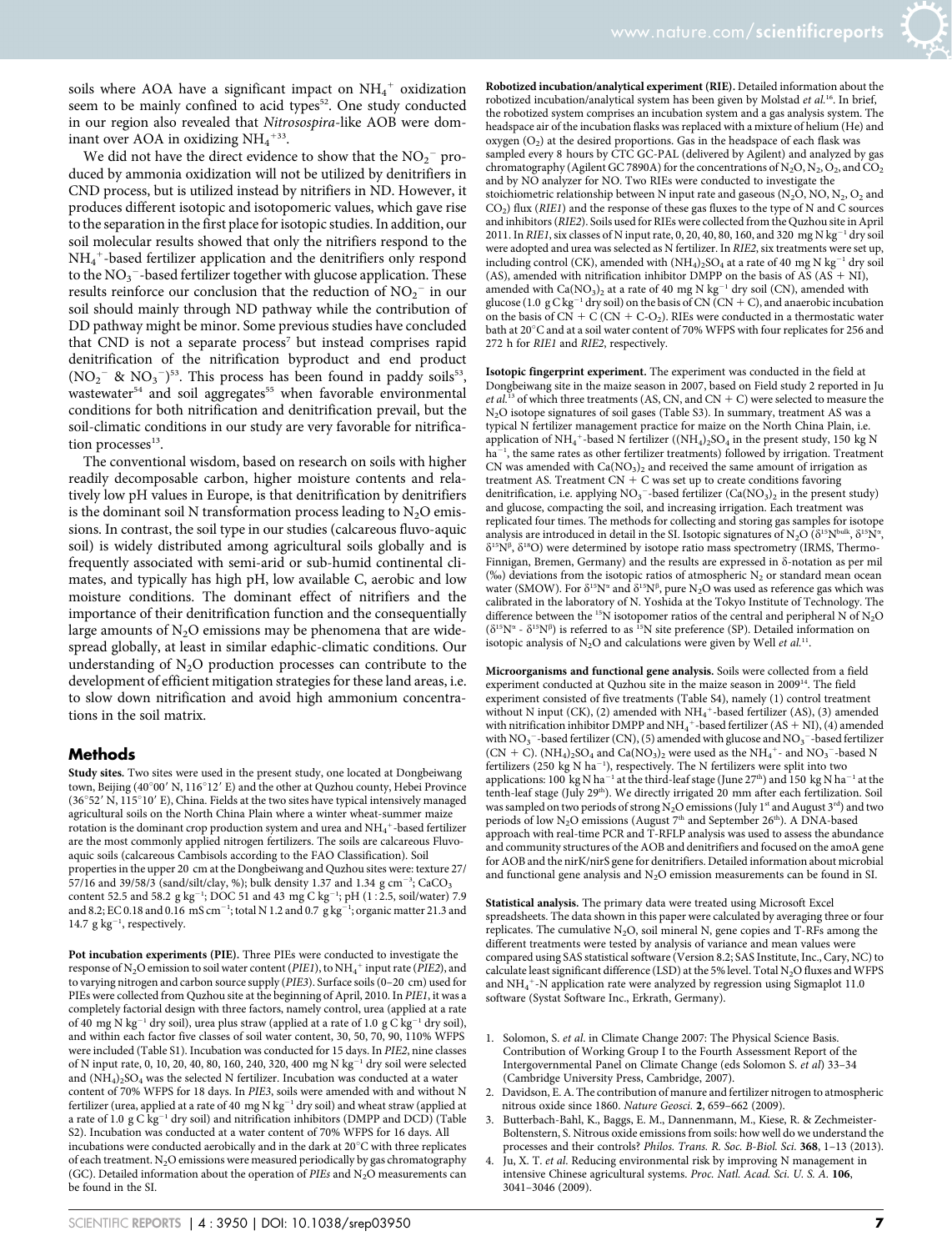soils where AOA have a significant impact on $NH_4^+$ oxidization seem to be mainly confined to acid types[52]. One study conducted in our region also revealed that *Nitrosospira*-like AOB were dominant over AOA in oxidizing $NH_4^+$[33].

We did not have the direct evidence to show that the $NO_2^-$ produced by ammonia oxidization will not be utilized by denitrifiers in CND process, but is utilized instead by nitrifiers in ND. However, it produces different isotopic and isotopomeric values, which gave rise to the separation in the first place for isotopic studies. In addition, our soil molecular results showed that only the nitrifiers respond to the $NH_4^+$-based fertilizer application and the denitrifiers only respond to the $NO_3^-$-based fertilizer together with glucose application. These results reinforce our conclusion that the reduction of $NO_2^-$ in our soil should mainly through ND pathway while the contribution of DD pathway might be minor. Some previous studies have concluded that CND is not a separate process[7] but instead comprises rapid denitrification of the nitrification byproduct and end product ($NO_2^-$ & $NO_3^-$)[53]. This process has been found in paddy soils[53], wastewater[54] and soil aggregates[55] when favorable environmental conditions for both nitrification and denitrification prevail, but the soil-climatic conditions in our study are very favorable for nitrification processes[13].

The conventional wisdom, based on research on soils with higher readily decomposable carbon, higher moisture contents and relatively low pH values in Europe, is that denitrification by denitrifiers is the dominant soil N transformation process leading to $N_2O$ emissions. In contrast, the soil type in our studies (calcareous fluvo-aquic soil) is widely distributed among agricultural soils globally and is frequently associated with semi-arid or sub-humid continental climates, and typically has high pH, low available C, aerobic and low moisture conditions. The dominant effect of nitrifiers and the importance of their denitrification function and the consequentially large amounts of $N_2O$ emissions may be phenomena that are widespread globally, at least in similar edaphic-climatic conditions. Our understanding of $N_2O$ production processes can contribute to the development of efficient mitigation strategies for these land areas, i.e. to slow down nitrification and avoid high ammonium concentrations in the soil matrix.

## Methods

**Study sites.** Two sites were used in the present study, one located at Dongbeiwang town, Beijing (40°00′ N, 116°12′ E) and the other at Quzhou county, Hebei Province (36°52′ N, 115°10′ E), China. Fields at the two sites have typical intensively managed agricultural soils on the North China Plain where a winter wheat-summer maize rotation is the dominant crop production system and urea and $NH_4^+$-based fertilizer are the most commonly applied nitrogen fertilizers. The soils are calcareous Fluvo-aquic soils (calcareous Cambisols according to the FAO Classification). Soil properties in the upper 20 cm at the Dongbeiwang and Quzhou sites were: texture 27/57/16 and 39/58/3 (sand/silt/clay, %); bulk density 1.37 and 1.34 g $cm^{-3}$; $CaCO_3$ content 52.5 and 58.2 g $kg^{-1}$; DOC 51 and 43 mg C $kg^{-1}$; pH (1 : 2.5, soil/water) 7.9 and 8.2; EC 0.18 and 0.16 mS $cm^{-1}$; total N 1.2 and 0.7 g $kg^{-1}$; organic matter 21.3 and 14.7 g $kg^{-1}$, respectively.

**Pot incubation experiments (PIE).** Three PIEs were conducted to investigate the response of $N_2O$ emission to soil water content (*PIE1*), to $NH_4^+$ input rate (*PIE2*), and to varying nitrogen and carbon source supply (*PIE3*). Surface soils (0–20 cm) used for PIEs were collected from Quzhou site at the beginning of April, 2010. In *PIE1*, it was a completely factorial design with three factors, namely control, urea (applied at a rate of 40 mg N $kg^{-1}$ dry soil), urea plus straw (applied at a rate of 1.0 g C $kg^{-1}$ dry soil), and within each factor five classes of soil water content, 30, 50, 70, 90, 110% WFPS were included (Table S1). Incubation was conducted for 15 days. In *PIE2*, nine classes of N input rate, 0, 10, 20, 40, 80, 160, 240, 320, 400 mg N $kg^{-1}$ dry soil were selected and $(NH_4)_2SO_4$ was the selected N fertilizer. Incubation was conducted at a water content of 70% WFPS for 18 days. In *PIE3*, soils were amended with and without N fertilizer (urea, applied at a rate of 40 mg N $kg^{-1}$ dry soil) and wheat straw (applied at a rate of 1.0 g C $kg^{-1}$ dry soil) and nitrification inhibitors (DMPP and DCD) (Table S2). Incubation was conducted at a water content of 70% WFPS for 16 days. All incubations were conducted aerobically and in the dark at 20°C with three replicates of each treatment. $N_2O$ emissions were measured periodically by gas chromatography (GC). Detailed information about the operation of *PIEs* and $N_2O$ measurements can be found in the SI.

**Robotized incubation/analytical experiment (RIE).** Detailed information about the robotized incubation/analytical system has been given by Molstad *et al.*[16]. In brief, the robotized system comprises an incubation system and a gas analysis system. The headspace air of the incubation flasks was replaced with a mixture of helium (He) and oxygen ($O_2$) at the desired proportions. Gas in the headspace of each flask was sampled every 8 hours by CTC GC-PAL (delivered by Agilent) and analyzed by gas chromatography (Agilent GC 7890A) for the concentrations of $N_2O$, NO, $N_2$, $O_2$, and $CO_2$ and by NO analyzer for NO. Two RIEs were conducted to investigate the stoichiometric relationship between N input rate and gaseous ($N_2O$, NO, $N_2$, $O_2$ and $CO_2$) flux (*RIE1*) and the response of these gas fluxes to the type of N and C sources and inhibitors (*RIE2*). Soils used for RIEs were collected from the Quzhou site in April 2011. In *RIE1*, six classes of N input rate, 0, 20, 40, 80, 160, and 320 mg N $kg^{-1}$ dry soil were adopted and urea was selected as N fertilizer. In *RIE2*, six treatments were set up, including control (CK), amended with $(NH_4)_2SO_4$ at a rate of 40 mg N $kg^{-1}$ dry soil (AS), amended with nitrification inhibitor DMPP on the basis of AS (AS + NI), amended with $Ca(NO_3)_2$ at a rate of 40 mg N $kg^{-1}$ dry soil (CN), amended with glucose (1.0 g C $kg^{-1}$ dry soil) on the basis of CN (CN + C), and anaerobic incubation on the basis of CN + C (CN + C-$O_2$). RIEs were conducted in a thermostatic water bath at 20°C and at a soil water content of 70% WFPS with four replicates for 256 and 272 h for *RIE1* and *RIE2*, respectively.

**Isotopic fingerprint experiment.** The experiment was conducted in the field at Dongbeiwang site in the maize season in 2007, based on Field study 2 reported in Ju *et al.*[15] of which three treatments (AS, CN, and CN + C) were selected to measure the $N_2O$ isotope signatures of soil gases (Table S3). In summary, treatment AS was a typical N fertilizer management practice for maize on the North China Plain, i.e. application of $NH_4^+$-based N fertilizer ($(NH_4)_2SO_4$ in the present study, 150 kg N $ha^{-1}$, the same rates as other fertilizer treatments) followed by irrigation. Treatment CN was amended with $Ca(NO_3)_2$ and received the same amount of irrigation as treatment AS. Treatment CN + C was set up to create conditions favoring denitrification, i.e. applying $NO_3^-$-based fertilizer ($Ca(NO_3)_2$ in the present study) and glucose, compacting the soil, and increasing irrigation. Each treatment was replicated four times. The methods for collecting and storing gas samples for isotope analysis are introduced in detail in the SI. Isotopic signatures of $N_2O$ ($\delta^{15}N^{bulk}$, $\delta^{15}N^{\alpha}$, $\delta^{15}N^{\beta}$, $\delta^{18}O$) were determined by isotope ratio mass spectrometry (IRMS, Thermo-Finnigan, Bremen, Germany) and the results are expressed in δ-notation as per mil (‰) deviations from the isotopic ratios of atmospheric $N_2$ or standard mean ocean water (SMOW). For $\delta^{15}N^{\alpha}$ and $\delta^{15}N^{\beta}$, pure $N_2O$ was used as reference gas which was calibrated in the laboratory of N. Yoshida at the Tokyo Institute of Technology. The difference between the $^{15}N$ isotopomer ratios of the central and peripheral N of $N_2O$ ($\delta^{15}N^{\alpha}$ - $\delta^{15}N^{\beta}$) is referred to as $^{15}N$ site preference (SP). Detailed information on isotopic analysis of $N_2O$ and calculations were given by Well *et al.*[11].

**Microorganisms and functional gene analysis.** Soils were collected from a field experiment conducted at Quzhou site in the maize season in 2009[14]. The field experiment consisted of five treatments (Table S4), namely (1) control treatment without N input (CK), (2) amended with $NH_4^+$-based fertilizer (AS), (3) amended with nitrification inhibitor DMPP and $NH_4^+$-based fertilizer (AS + NI), (4) amended with $NO_3^-$-based fertilizer (CN), (5) amended with glucose and $NO_3^-$-based fertilizer (CN + C). $(NH_4)_2SO_4$ and $Ca(NO_3)_2$ were used as the $NH_4^+$- and $NO_3^-$-based N fertilizers (250 kg N $ha^{-1}$), respectively. The N fertilizers were split into two applications: 100 kg N $ha^{-1}$ at the third-leaf stage (June 27th) and 150 kg N $ha^{-1}$ at the tenth-leaf stage (July 29th). We directly irrigated 20 mm after each fertilization. Soil was sampled on two periods of strong $N_2O$ emissions (July 1st and August 3rd) and two periods of low $N_2O$ emissions (August 7th and September 26th). A DNA-based approach with real-time PCR and T-RFLP analysis was used to assess the abundance and community structures of the AOB and denitrifiers and focused on the amoA gene for AOB and the nirK/nirS gene for denitrifiers. Detailed information about microbial and functional gene analysis and $N_2O$ emission measurements can be found in SI.

**Statistical analysis.** The primary data were treated using Microsoft Excel spreadsheets. The data shown in this paper were calculated by averaging three or four replicates. The cumulative $N_2O$, soil mineral N, gene copies and T-RFs among the different treatments were tested by analysis of variance and mean values were compared using SAS statistical software (Version 8.2; SAS Institute, Inc., Cary, NC) to calculate least significant difference (LSD) at the 5% level. Total $N_2O$ fluxes and WFPS and $NH_4^+$-N application rate were analyzed by regression using Sigmaplot 11.0 software (Systat Software Inc., Erkrath, Germany).

1. Solomon, S. *et al.* in Climate Change 2007: The Physical Science Basis. Contribution of Working Group I to the Fourth Assessment Report of the Intergovernmental Panel on Climate Change (eds Solomon S. *et al*) 33–34 (Cambridge University Press, Cambridge, 2007).
2. Davidson, E. A. The contribution of manure and fertilizer nitrogen to atmospheric nitrous oxide since 1860. *Nature Geosci.* **2**, 659–662 (2009).
3. Butterbach-Bahl, K., Baggs, E. M., Dannenmann, M., Kiese, R. & Zechmeister-Boltenstern, S. Nitrous oxide emissions from soils: how well do we understand the processes and their controls? *Philos. Trans. R. Soc. B-Biol. Sci.* **368**, 1–13 (2013).
4. Ju, X. T. *et al.* Reducing environmental risk by improving N management in intensive Chinese agricultural systems. *Proc. Natl. Acad. Sci. U. S. A.* **106**, 3041–3046 (2009).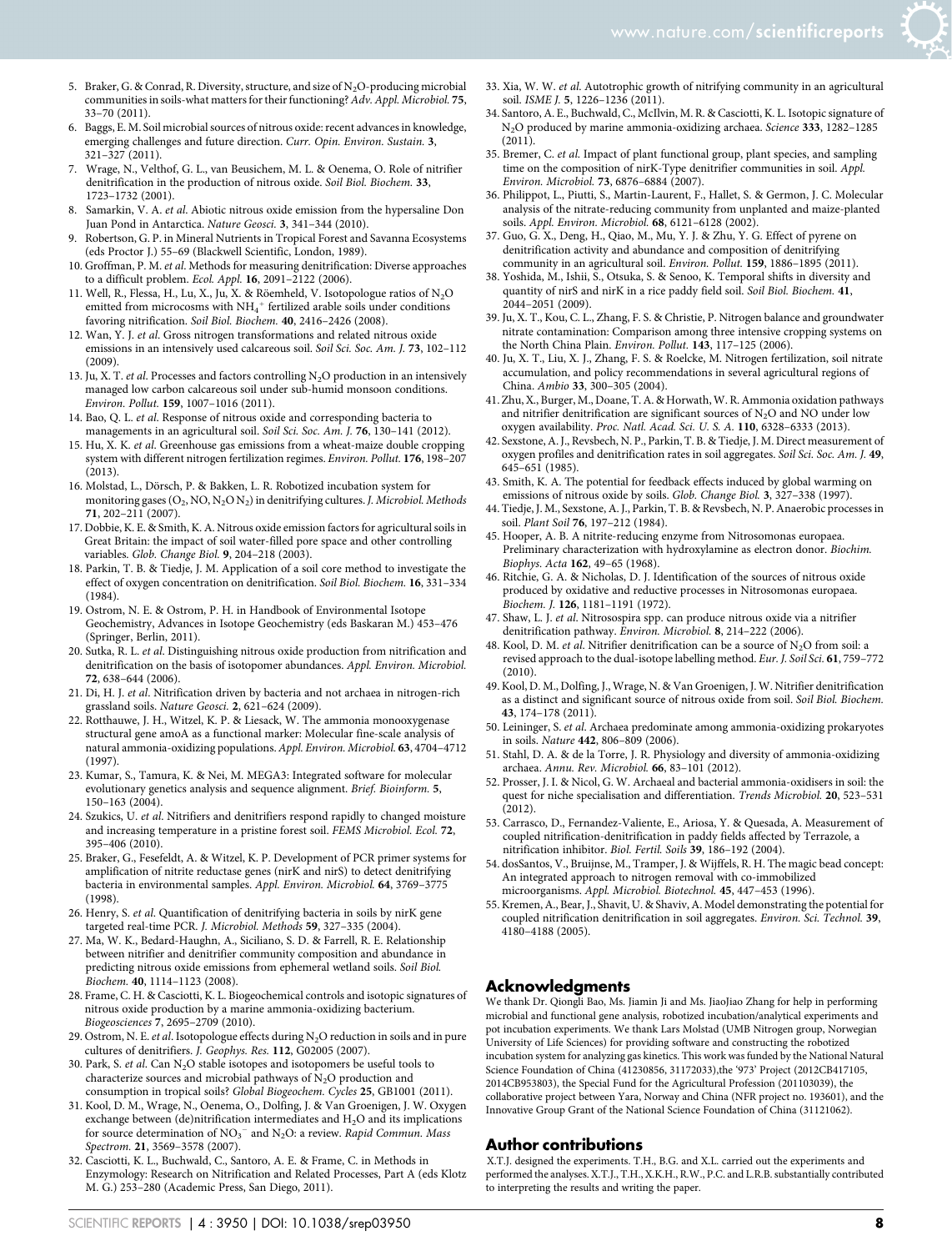5. Braker, G. & Conrad, R. Diversity, structure, and size of $N_2O$-producing microbial communities in soils-what matters for their functioning? *Adv. Appl. Microbiol.* **75**, 33–70 (2011).
6. Baggs, E. M. Soil microbial sources of nitrous oxide: recent advances in knowledge, emerging challenges and future direction. *Curr. Opin. Environ. Sustain.* **3**, 321–327 (2011).
7. Wrage, N., Velthof, G. L., van Beusichem, M. L. & Oenema, O. Role of nitrifier denitrification in the production of nitrous oxide. *Soil Biol. Biochem.* **33**, 1723–1732 (2001).
8. Samarkin, V. A. *et al.* Abiotic nitrous oxide emission from the hypersaline Don Juan Pond in Antarctica. *Nature Geosci.* **3**, 341–344 (2010).
9. Robertson, G. P. in Mineral Nutrients in Tropical Forest and Savanna Ecosystems (eds Proctor J.) 55–69 (Blackwell Scientific, London, 1989).
10. Groffman, P. M. *et al.* Methods for measuring denitrification: Diverse approaches to a difficult problem. *Ecol. Appl.* **16**, 2091–2122 (2006).
11. Well, R., Flessa, H., Lu, X., Ju, X. & Röemheld, V. Isotopologue ratios of $N_2O$ emitted from microcosms with $NH_4^+$ fertilized arable soils under conditions favoring nitrification. *Soil Biol. Biochem.* **40**, 2416–2426 (2008).
12. Wan, Y. J. *et al.* Gross nitrogen transformations and related nitrous oxide emissions in an intensively used calcareous soil. *Soil Sci. Soc. Am. J.* **73**, 102–112 (2009).
13. Ju, X. T. *et al.* Processes and factors controlling $N_2O$ production in an intensively managed low carbon calcareous soil under sub-humid monsoon conditions. *Environ. Pollut.* **159**, 1007–1016 (2011).
14. Bao, Q. L. *et al.* Response of nitrous oxide and corresponding bacteria to managements in an agricultural soil. *Soil Sci. Soc. Am. J.* **76**, 130–141 (2012).
15. Hu, X. K. *et al.* Greenhouse gas emissions from a wheat-maize double cropping system with different nitrogen fertilization regimes. *Environ. Pollut.* **176**, 198–207 (2013).
16. Molstad, L., Dörsch, P. & Bakken, L. R. Robotized incubation system for monitoring gases ($O_2$, NO, $N_2O$ $N_2$) in denitrifying cultures. *J. Microbiol. Methods* **71**, 202–211 (2007).
17. Dobbie, K. E. & Smith, K. A. Nitrous oxide emission factors for agricultural soils in Great Britain: the impact of soil water-filled pore space and other controlling variables. *Glob. Change Biol.* **9**, 204–218 (2003).
18. Parkin, T. B. & Tiedje, J. M. Application of a soil core method to investigate the effect of oxygen concentration on denitrification. *Soil Biol. Biochem.* **16**, 331–334 (1984).
19. Ostrom, N. E. & Ostrom, P. H. in Handbook of Environmental Isotope Geochemistry, Advances in Isotope Geochemistry (eds Baskaran M.) 453–476 (Springer, Berlin, 2011).
20. Sutka, R. L. *et al.* Distinguishing nitrous oxide production from nitrification and denitrification on the basis of isotopomer abundances. *Appl. Environ. Microbiol.* **72**, 638–644 (2006).
21. Di, H. J. *et al.* Nitrification driven by bacteria and not archaea in nitrogen-rich grassland soils. *Nature Geosci.* **2**, 621–624 (2009).
22. Rotthauwe, J. H., Witzel, K. P. & Liesack, W. The ammonia monooxygenase structural gene amoA as a functional marker: Molecular fine-scale analysis of natural ammonia-oxidizing populations. *Appl. Environ. Microbiol.* **63**, 4704–4712 (1997).
23. Kumar, S., Tamura, K. & Nei, M. MEGA3: Integrated software for molecular evolutionary genetics analysis and sequence alignment. *Brief. Bioinform.* **5**, 150–163 (2004).
24. Szukics, U. *et al.* Nitrifiers and denitrifiers respond rapidly to changed moisture and increasing temperature in a pristine forest soil. *FEMS Microbiol. Ecol.* **72**, 395–406 (2010).
25. Braker, G., Fesefeldt, A. & Witzel, K. P. Development of PCR primer systems for amplification of nitrite reductase genes (nirK and nirS) to detect denitrifying bacteria in environmental samples. *Appl. Environ. Microbiol.* **64**, 3769–3775 (1998).
26. Henry, S. *et al.* Quantification of denitrifying bacteria in soils by nirK gene targeted real-time PCR. *J. Microbiol. Methods* **59**, 327–335 (2004).
27. Ma, W. K., Bedard-Haughn, A., Siciliano, S. D. & Farrell, R. E. Relationship between nitrifier and denitrifier community composition and abundance in predicting nitrous oxide emissions from ephemeral wetland soils. *Soil Biol. Biochem.* **40**, 1114–1123 (2008).
28. Frame, C. H. & Casciotti, K. L. Biogeochemical controls and isotopic signatures of nitrous oxide production by a marine ammonia-oxidizing bacterium. *Biogeosciences* **7**, 2695–2709 (2010).
29. Ostrom, N. E. *et al.* Isotopologue effects during $N_2O$ reduction in soils and in pure cultures of denitrifiers. *J. Geophys. Res.* **112**, G02005 (2007).
30. Park, S. *et al.* Can $N_2O$ stable isotopes and isotopomers be useful tools to characterize sources and microbial pathways of $N_2O$ production and consumption in tropical soils? *Global Biogeochem. Cycles* **25**, GB1001 (2011).
31. Kool, D. M., Wrage, N., Oenema, O., Dolfing, J. & Van Groenigen, J. W. Oxygen exchange between (de)nitrification intermediates and $H_2O$ and its implications for source determination of $NO_3^-$ and $N_2O$: a review. *Rapid Commun. Mass Spectrom.* **21**, 3569–3578 (2007).
32. Casciotti, K. L., Buchwald, C., Santoro, A. E. & Frame, C. in Methods in Enzymology: Research on Nitrification and Related Processes, Part A (eds Klotz M. G.) 253–280 (Academic Press, San Diego, 2011).
33. Xia, W. W. *et al.* Autotrophic growth of nitrifying community in an agricultural soil. *ISME J.* **5**, 1226–1236 (2011).
34. Santoro, A. E., Buchwald, C., McIlvin, M. R. & Casciotti, K. L. Isotopic signature of $N_2O$ produced by marine ammonia-oxidizing archaea. *Science* **333**, 1282–1285 (2011).
35. Bremer, C. *et al.* Impact of plant functional group, plant species, and sampling time on the composition of nirK-Type denitrifier communities in soil. *Appl. Environ. Microbiol.* **73**, 6876–6884 (2007).
36. Philippot, L., Piutti, S., Martin-Laurent, F., Hallet, S. & Germon, J. C. Molecular analysis of the nitrate-reducing community from unplanted and maize-planted soils. *Appl. Environ. Microbiol.* **68**, 6121–6128 (2002).
37. Guo, G. X., Deng, H., Qiao, M., Mu, Y. J. & Zhu, Y. G. Effect of pyrene on denitrification activity and abundance and composition of denitrifying community in an agricultural soil. *Environ. Pollut.* **159**, 1886–1895 (2011).
38. Yoshida, M., Ishii, S., Otsuka, S. & Senoo, K. Temporal shifts in diversity and quantity of nirS and nirK in a rice paddy field soil. *Soil Biol. Biochem.* **41**, 2044–2051 (2009).
39. Ju, X. T., Kou, C. L., Zhang, F. S. & Christie, P. Nitrogen balance and groundwater nitrate contamination: Comparison among three intensive cropping systems on the North China Plain. *Environ. Pollut.* **143**, 117–125 (2006).
40. Ju, X. T., Liu, X. J., Zhang, F. S. & Roelcke, M. Nitrogen fertilization, soil nitrate accumulation, and policy recommendations in several agricultural regions of China. *Ambio* **33**, 300–305 (2004).
41. Zhu, X., Burger, M., Doane, T. A. & Horwath, W. R. Ammonia oxidation pathways and nitrifier denitrification are significant sources of $N_2O$ and NO under low oxygen availability. *Proc. Natl. Acad. Sci. U. S. A.* **110**, 6328–6333 (2013).
42. Sexstone, A. J., Revsbech, N. P., Parkin, T. B. & Tiedje, J. M. Direct measurement of oxygen profiles and denitrification rates in soil aggregates. *Soil Sci. Soc. Am. J.* **49**, 645–651 (1985).
43. Smith, K. A. The potential for feedback effects induced by global warming on emissions of nitrous oxide by soils. *Glob. Change Biol.* **3**, 327–338 (1997).
44. Tiedje, J. M., Sexstone, A. J., Parkin, T. B. & Revsbech, N. P. Anaerobic processes in soil. *Plant Soil* **76**, 197–212 (1984).
45. Hooper, A. B. A nitrite-reducing enzyme from Nitrosomonas europaea. Preliminary characterization with hydroxylamine as electron donor. *Biochim. Biophys. Acta* **162**, 49–65 (1968).
46. Ritchie, G. A. & Nicholas, D. J. Identification of the sources of nitrous oxide produced by oxidative and reductive processes in Nitrosomonas europaea. *Biochem. J.* **126**, 1181–1191 (1972).
47. Shaw, L. J. *et al.* Nitrosospira spp. can produce nitrous oxide via a nitrifier denitrification pathway. *Environ. Microbiol.* **8**, 214–222 (2006).
48. Kool, D. M. *et al.* Nitrifier denitrification can be a source of $N_2O$ from soil: a revised approach to the dual-isotope labelling method. *Eur. J. Soil Sci.* **61**, 759–772 (2010).
49. Kool, D. M., Dolfing, J., Wrage, N. & Van Groenigen, J. W. Nitrifier denitrification as a distinct and significant source of nitrous oxide from soil. *Soil Biol. Biochem.* **43**, 174–178 (2011).
50. Leininger, S. *et al.* Archaea predominate among ammonia-oxidizing prokaryotes in soils. *Nature* **442**, 806–809 (2006).
51. Stahl, D. A. & de la Torre, J. R. Physiology and diversity of ammonia-oxidizing archaea. *Annu. Rev. Microbiol.* **66**, 83–101 (2012).
52. Prosser, J. I. & Nicol, G. W. Archaeal and bacterial ammonia-oxidisers in soil: the quest for niche specialisation and differentiation. *Trends Microbiol.* **20**, 523–531 (2012).
53. Carrasco, D., Fernandez-Valiente, E., Ariosa, Y. & Quesada, A. Measurement of coupled nitrification-denitrification in paddy fields affected by Terrazole, a nitrification inhibitor. *Biol. Fertil. Soils* **39**, 186–192 (2004).
54. dosSantos, V., Bruijnse, M., Tramper, J. & Wijffels, R. H. The magic bead concept: An integrated approach to nitrogen removal with co-immobilized microorganisms. *Appl. Microbiol. Biotechnol.* **45**, 447–453 (1996).
55. Kremen, A., Bear, J., Shavit, U. & Shaviv, A. Model demonstrating the potential for coupled nitrification denitrification in soil aggregates. *Environ. Sci. Technol.* **39**, 4180–4188 (2005).

## Acknowledgments

We thank Dr. Qiongli Bao, Ms. Jiamin Ji and Ms. JiaoJiao Zhang for help in performing microbial and functional gene analysis, robotized incubation/analytical experiments and pot incubation experiments. We thank Lars Molstad (UMB Nitrogen group, Norwegian University of Life Sciences) for providing software and constructing the robotized incubation system for analyzing gas kinetics. This work was funded by the National Natural Science Foundation of China (41230856, 31172033),the '973' Project (2012CB417105, 2014CB953803), the Special Fund for the Agricultural Profession (201103039), the collaborative project between Yara, Norway and China (NFR project no. 193601), and the Innovative Group Grant of the National Science Foundation of China (31121062).

## Author contributions

X.T.J. designed the experiments. T.H., B.G. and X.L. carried out the experiments and performed the analyses. X.T.J., T.H., X.K.H., R.W., P.C. and L.R.B. substantially contributed to interpreting the results and writing the paper.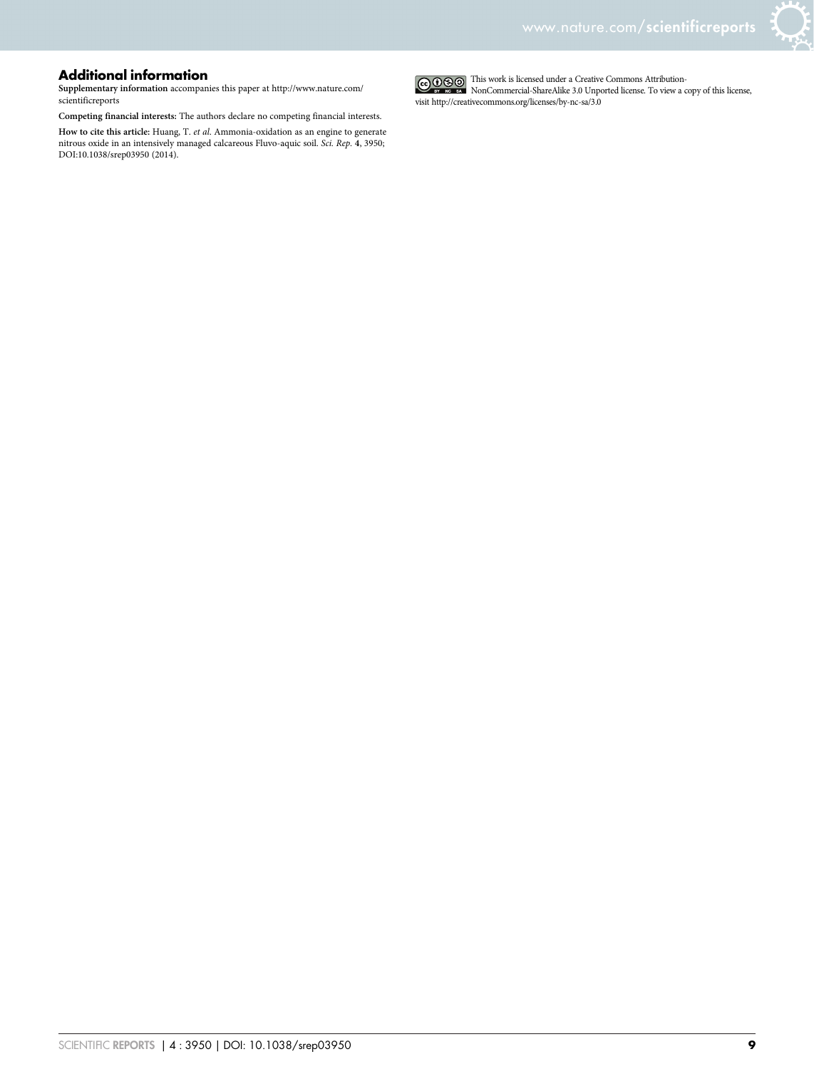## Additional information

**Supplementary information** accompanies this paper at http://www.nature.com/scientificreports

**Competing financial interests:** The authors declare no competing financial interests.

**How to cite this article:** Huang, T. *et al*. Ammonia-oxidation as an engine to generate nitrous oxide in an intensively managed calcareous Fluvo-aquic soil. *Sci. Rep.* **4**, 3950; DOI:10.1038/srep03950 (2014).

This work is licensed under a Creative Commons Attribution-NonCommercial-ShareAlike 3.0 Unported license. To view a copy of this license, visit http://creativecommons.org/licenses/by-nc-sa/3.0